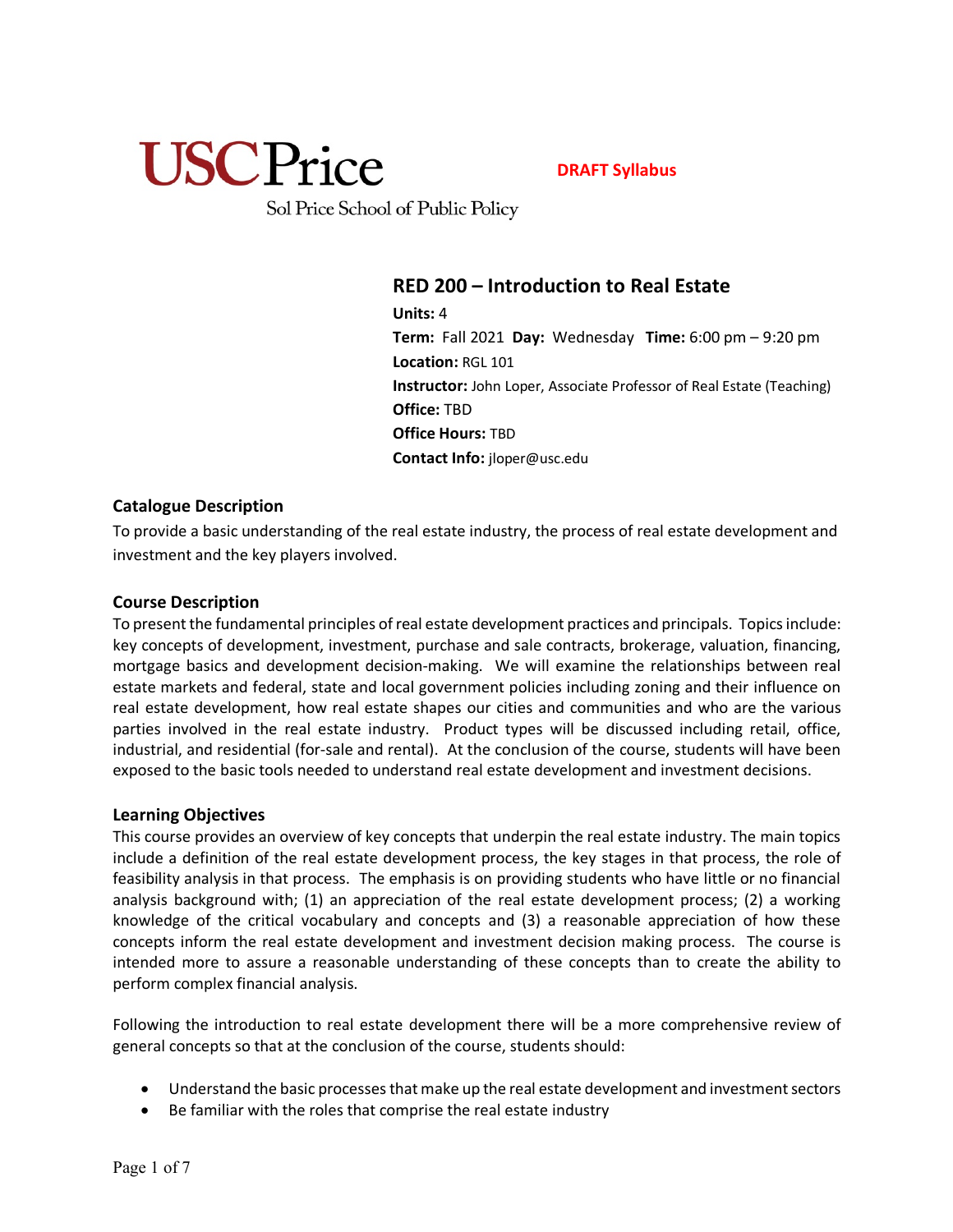USC Price

Sol Price School of Public Policy

**DRAFT Syllabus**

# RED 200 – Introduction to Real Estate

**Units:** 4
**Term:** Fall 2021 **Day:** Wednesday **Time:** 6:00 pm – 9:20 pm
**Location:** RGL 101
**Instructor:** John Loper, Associate Professor of Real Estate (Teaching)
**Office:** TBD
**Office Hours:** TBD
**Contact Info:** jloper@usc.edu

## Catalogue Description

To provide a basic understanding of the real estate industry, the process of real estate development and investment and the key players involved.

## Course Description

To present the fundamental principles of real estate development practices and principals. Topics include: key concepts of development, investment, purchase and sale contracts, brokerage, valuation, financing, mortgage basics and development decision-making. We will examine the relationships between real estate markets and federal, state and local government policies including zoning and their influence on real estate development, how real estate shapes our cities and communities and who are the various parties involved in the real estate industry. Product types will be discussed including retail, office, industrial, and residential (for-sale and rental). At the conclusion of the course, students will have been exposed to the basic tools needed to understand real estate development and investment decisions.

## Learning Objectives

This course provides an overview of key concepts that underpin the real estate industry. The main topics include a definition of the real estate development process, the key stages in that process, the role of feasibility analysis in that process. The emphasis is on providing students who have little or no financial analysis background with; (1) an appreciation of the real estate development process; (2) a working knowledge of the critical vocabulary and concepts and (3) a reasonable appreciation of how these concepts inform the real estate development and investment decision making process. The course is intended more to assure a reasonable understanding of these concepts than to create the ability to perform complex financial analysis.

Following the introduction to real estate development there will be a more comprehensive review of general concepts so that at the conclusion of the course, students should:

- Understand the basic processes that make up the real estate development and investment sectors
- Be familiar with the roles that comprise the real estate industry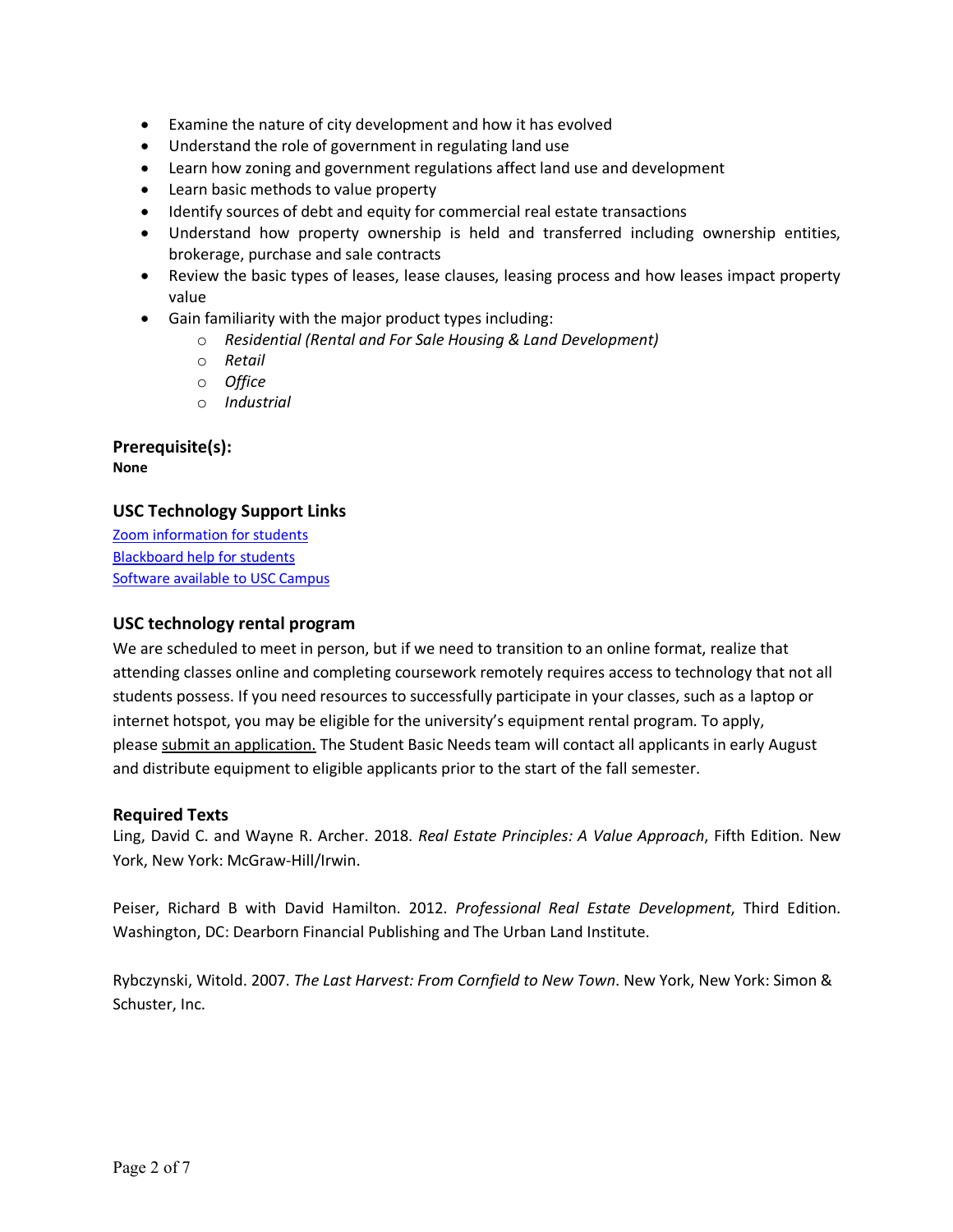- Examine the nature of city development and how it has evolved
- Understand the role of government in regulating land use
- Learn how zoning and government regulations affect land use and development
- Learn basic methods to value property
- Identify sources of debt and equity for commercial real estate transactions
- Understand how property ownership is held and transferred including ownership entities, brokerage, purchase and sale contracts
- Review the basic types of leases, lease clauses, leasing process and how leases impact property value
- Gain familiarity with the major product types including:
  - *Residential (Rental and For Sale Housing & Land Development)*
  - *Retail*
  - *Office*
  - *Industrial*

## Prerequisite(s):

**None**

### USC Technology Support Links

Zoom information for students
Blackboard help for students
Software available to USC Campus

### USC technology rental program

We are scheduled to meet in person, but if we need to transition to an online format, realize that attending classes online and completing coursework remotely requires access to technology that not all students possess. If you need resources to successfully participate in your classes, such as a laptop or internet hotspot, you may be eligible for the university's equipment rental program. To apply, please submit an application. The Student Basic Needs team will contact all applicants in early August and distribute equipment to eligible applicants prior to the start of the fall semester.

### Required Texts

Ling, David C. and Wayne R. Archer. 2018. *Real Estate Principles: A Value Approach*, Fifth Edition. New York, New York: McGraw-Hill/Irwin.

Peiser, Richard B with David Hamilton. 2012. *Professional Real Estate Development*, Third Edition. Washington, DC: Dearborn Financial Publishing and The Urban Land Institute.

Rybczynski, Witold. 2007. *The Last Harvest: From Cornfield to New Town*. New York, New York: Simon & Schuster, Inc.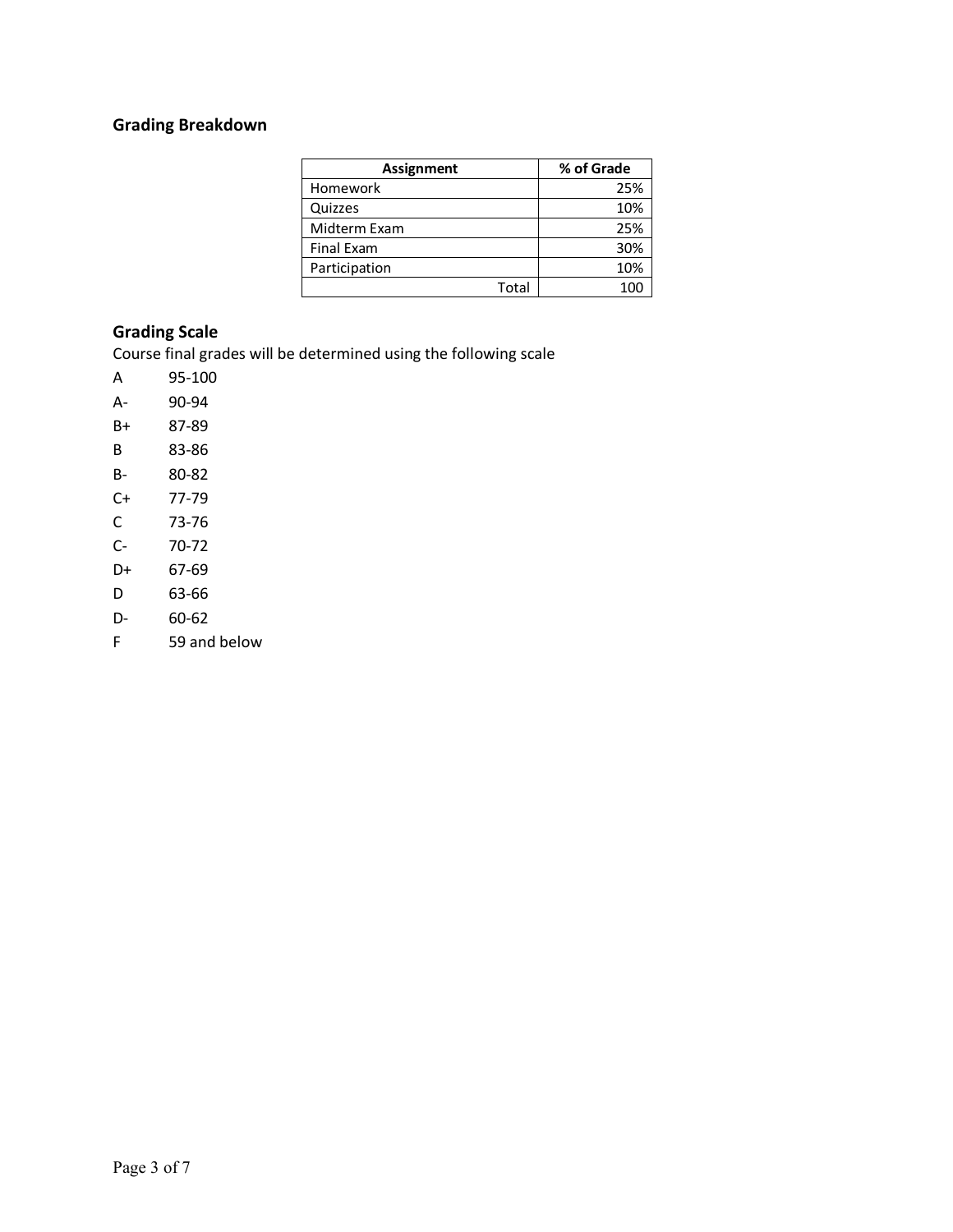## Grading Breakdown

| Assignment | % of Grade |
|---|---|
| Homework | 25% |
| Quizzes | 10% |
| Midterm Exam | 25% |
| Final Exam | 30% |
| Participation | 10% |
| Total | 100 |

## Grading Scale

Course final grades will be determined using the following scale

A 95-100

A- 90-94

B+ 87-89

B 83-86

B- 80-82

C+ 77-79

C 73-76

C- 70-72

D+ 67-69

D 63-66

D- 60-62

F 59 and below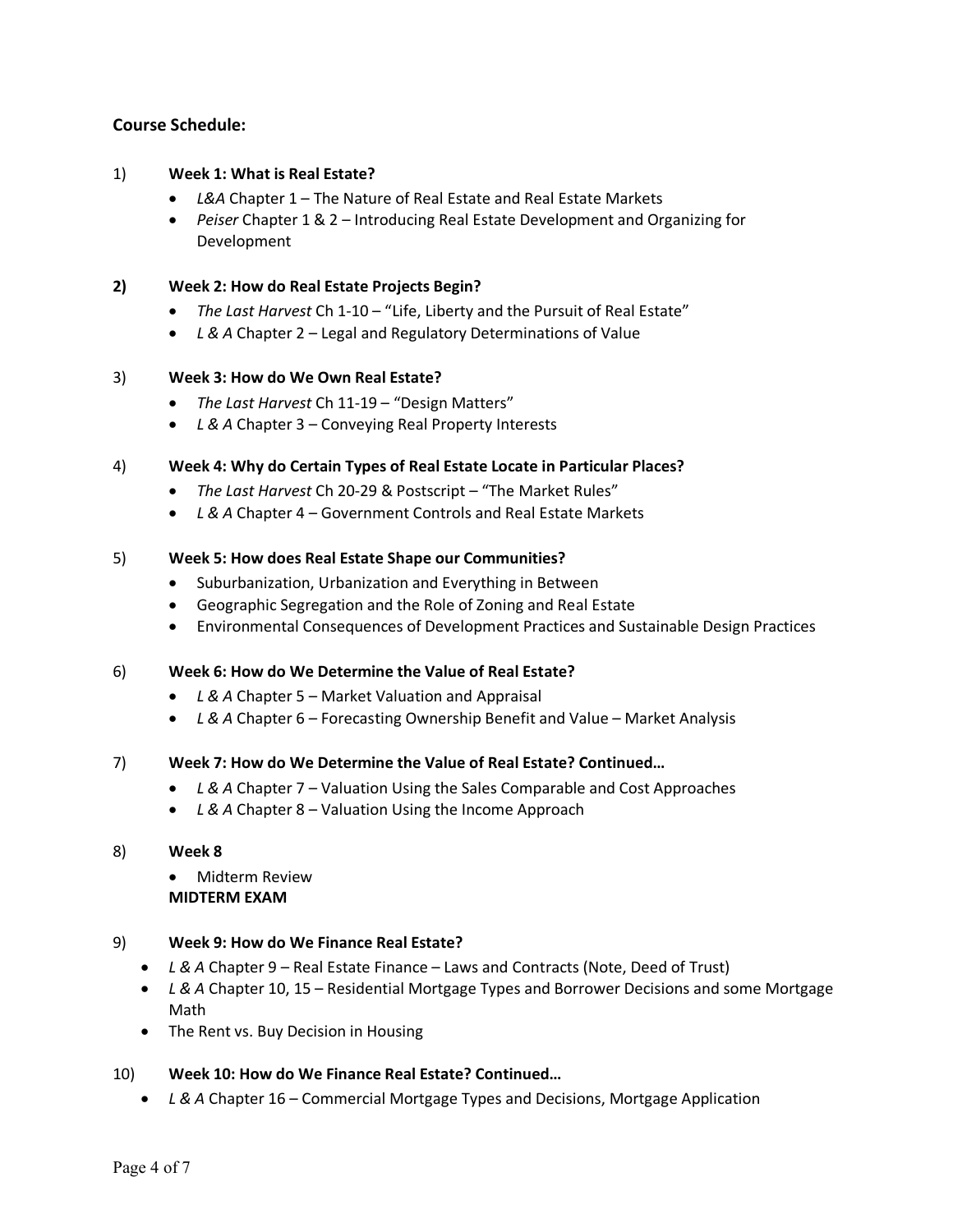## Course Schedule:

1) **Week 1: What is Real Estate?**
   - *L&A* Chapter 1 – The Nature of Real Estate and Real Estate Markets
   - *Peiser* Chapter 1 & 2 – Introducing Real Estate Development and Organizing for Development

2) **Week 2: How do Real Estate Projects Begin?**
   - *The Last Harvest* Ch 1-10 – "Life, Liberty and the Pursuit of Real Estate"
   - *L & A* Chapter 2 – Legal and Regulatory Determinations of Value

3) **Week 3: How do We Own Real Estate?**
   - *The Last Harvest* Ch 11-19 – "Design Matters"
   - *L & A* Chapter 3 – Conveying Real Property Interests

4) **Week 4: Why do Certain Types of Real Estate Locate in Particular Places?**
   - *The Last Harvest* Ch 20-29 & Postscript – "The Market Rules"
   - *L & A* Chapter 4 – Government Controls and Real Estate Markets

5) **Week 5: How does Real Estate Shape our Communities?**
   - Suburbanization, Urbanization and Everything in Between
   - Geographic Segregation and the Role of Zoning and Real Estate
   - Environmental Consequences of Development Practices and Sustainable Design Practices

6) **Week 6: How do We Determine the Value of Real Estate?**
   - *L & A* Chapter 5 – Market Valuation and Appraisal
   - *L & A* Chapter 6 – Forecasting Ownership Benefit and Value – Market Analysis

7) **Week 7: How do We Determine the Value of Real Estate? Continued…**
   - *L & A* Chapter 7 – Valuation Using the Sales Comparable and Cost Approaches
   - *L & A* Chapter 8 – Valuation Using the Income Approach

8) **Week 8**
   - Midterm Review

   **MIDTERM EXAM**

9) **Week 9: How do We Finance Real Estate?**
   - *L & A* Chapter 9 – Real Estate Finance – Laws and Contracts (Note, Deed of Trust)
   - *L & A* Chapter 10, 15 – Residential Mortgage Types and Borrower Decisions and some Mortgage Math
   - The Rent vs. Buy Decision in Housing

10) **Week 10: How do We Finance Real Estate? Continued…**
   - *L & A* Chapter 16 – Commercial Mortgage Types and Decisions, Mortgage Application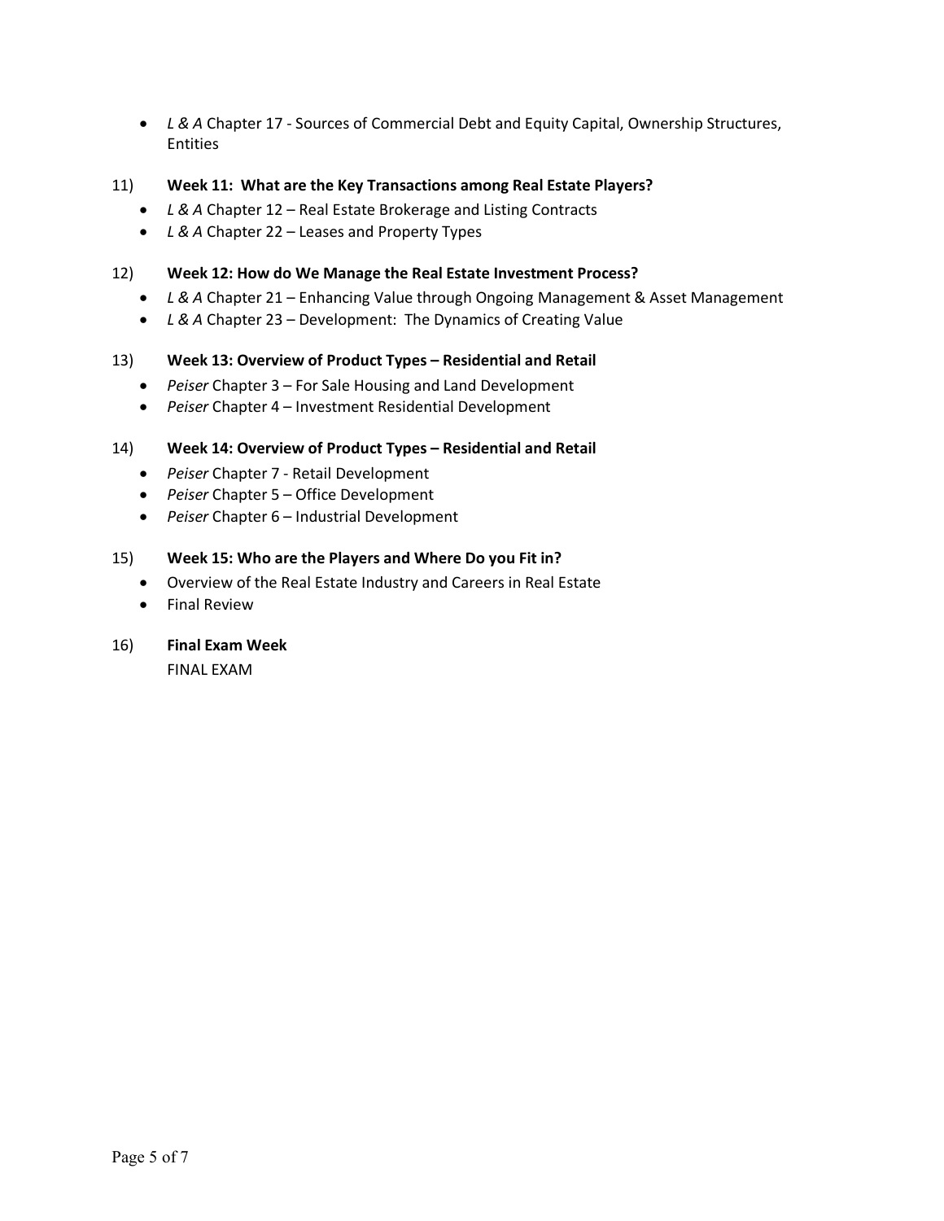- *L & A* Chapter 17 - Sources of Commercial Debt and Equity Capital, Ownership Structures, Entities

11) **Week 11: What are the Key Transactions among Real Estate Players?**
    - *L & A* Chapter 12 – Real Estate Brokerage and Listing Contracts
    - *L & A* Chapter 22 – Leases and Property Types

12) **Week 12: How do We Manage the Real Estate Investment Process?**
    - *L & A* Chapter 21 – Enhancing Value through Ongoing Management & Asset Management
    - *L & A* Chapter 23 – Development: The Dynamics of Creating Value

13) **Week 13: Overview of Product Types – Residential and Retail**
    - *Peiser* Chapter 3 – For Sale Housing and Land Development
    - *Peiser* Chapter 4 – Investment Residential Development

14) **Week 14: Overview of Product Types – Residential and Retail**
    - *Peiser* Chapter 7 - Retail Development
    - *Peiser* Chapter 5 – Office Development
    - *Peiser* Chapter 6 – Industrial Development

15) **Week 15: Who are the Players and Where Do you Fit in?**
    - Overview of the Real Estate Industry and Careers in Real Estate
    - Final Review

16) **Final Exam Week**

    FINAL EXAM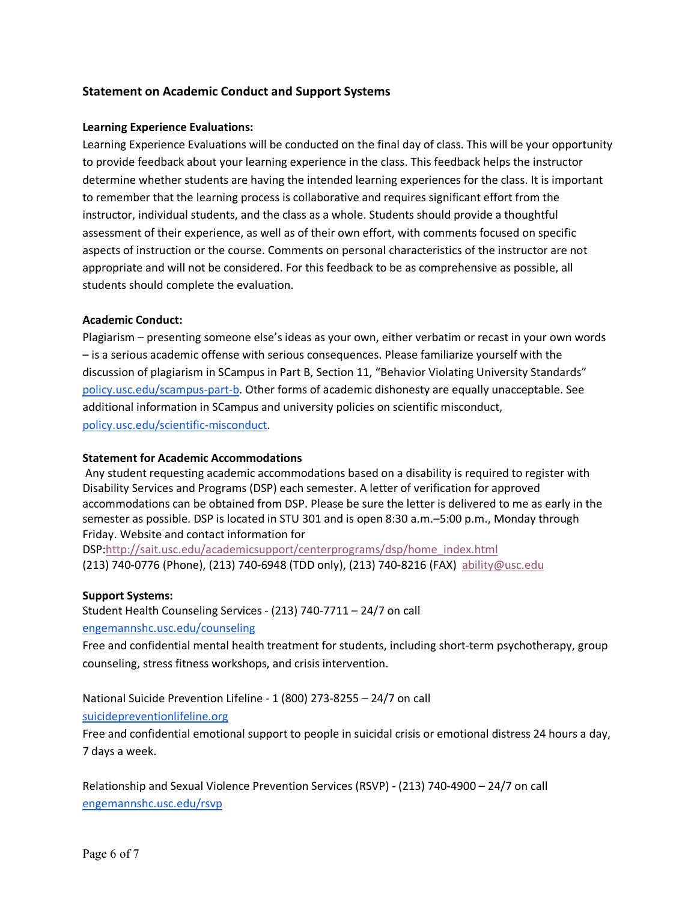## Statement on Academic Conduct and Support Systems

**Learning Experience Evaluations:**

Learning Experience Evaluations will be conducted on the final day of class. This will be your opportunity to provide feedback about your learning experience in the class. This feedback helps the instructor determine whether students are having the intended learning experiences for the class. It is important to remember that the learning process is collaborative and requires significant effort from the instructor, individual students, and the class as a whole. Students should provide a thoughtful assessment of their experience, as well as of their own effort, with comments focused on specific aspects of instruction or the course. Comments on personal characteristics of the instructor are not appropriate and will not be considered. For this feedback to be as comprehensive as possible, all students should complete the evaluation.

**Academic Conduct:**

Plagiarism – presenting someone else's ideas as your own, either verbatim or recast in your own words – is a serious academic offense with serious consequences. Please familiarize yourself with the discussion of plagiarism in SCampus in Part B, Section 11, "Behavior Violating University Standards" policy.usc.edu/scampus-part-b. Other forms of academic dishonesty are equally unacceptable. See additional information in SCampus and university policies on scientific misconduct, policy.usc.edu/scientific-misconduct.

**Statement for Academic Accommodations**

Any student requesting academic accommodations based on a disability is required to register with Disability Services and Programs (DSP) each semester. A letter of verification for approved accommodations can be obtained from DSP. Please be sure the letter is delivered to me as early in the semester as possible. DSP is located in STU 301 and is open 8:30 a.m.–5:00 p.m., Monday through Friday. Website and contact information for DSP:http://sait.usc.edu/academicsupport/centerprograms/dsp/home_index.html (213) 740-0776 (Phone), (213) 740-6948 (TDD only), (213) 740-8216 (FAX) ability@usc.edu

**Support Systems:**

Student Health Counseling Services - (213) 740-7711 – 24/7 on call
engemannshc.usc.edu/counseling
Free and confidential mental health treatment for students, including short-term psychotherapy, group counseling, stress fitness workshops, and crisis intervention.

National Suicide Prevention Lifeline - 1 (800) 273-8255 – 24/7 on call
suicidepreventionlifeline.org
Free and confidential emotional support to people in suicidal crisis or emotional distress 24 hours a day, 7 days a week.

Relationship and Sexual Violence Prevention Services (RSVP) - (213) 740-4900 – 24/7 on call
engemannshc.usc.edu/rsvp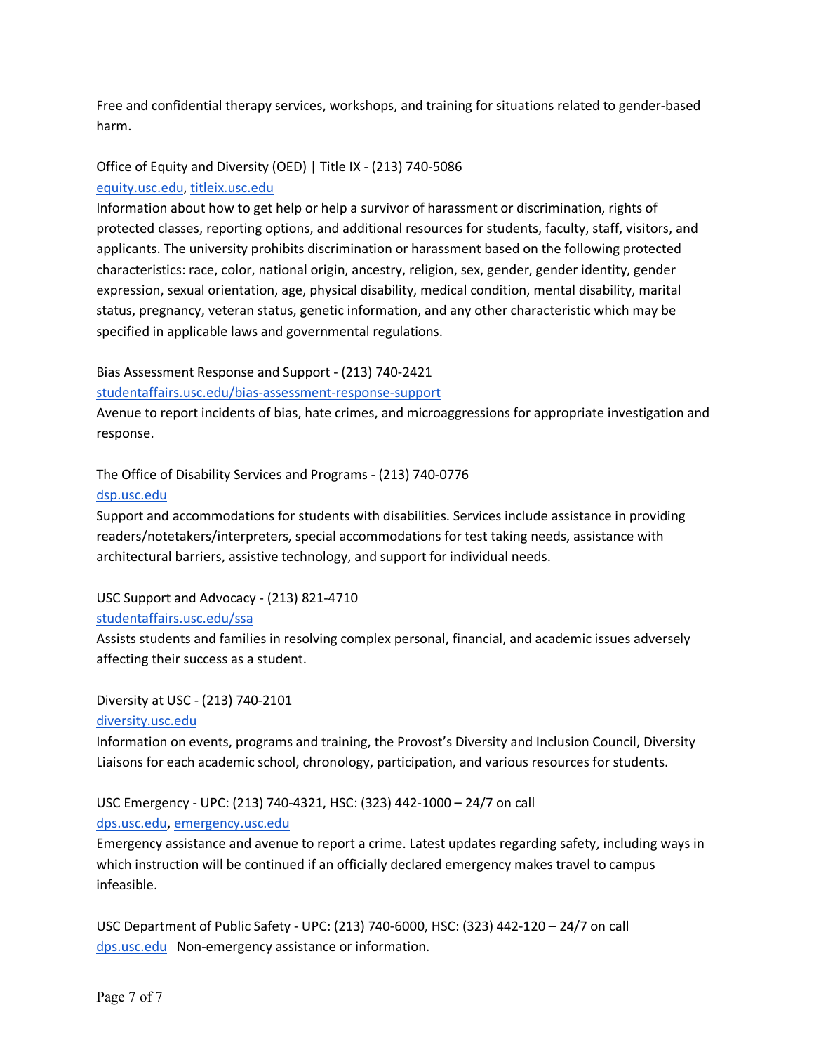Free and confidential therapy services, workshops, and training for situations related to gender-based harm.

Office of Equity and Diversity (OED) | Title IX - (213) 740-5086
equity.usc.edu, titleix.usc.edu
Information about how to get help or help a survivor of harassment or discrimination, rights of protected classes, reporting options, and additional resources for students, faculty, staff, visitors, and applicants. The university prohibits discrimination or harassment based on the following protected characteristics: race, color, national origin, ancestry, religion, sex, gender, gender identity, gender expression, sexual orientation, age, physical disability, medical condition, mental disability, marital status, pregnancy, veteran status, genetic information, and any other characteristic which may be specified in applicable laws and governmental regulations.

Bias Assessment Response and Support - (213) 740-2421
studentaffairs.usc.edu/bias-assessment-response-support
Avenue to report incidents of bias, hate crimes, and microaggressions for appropriate investigation and response.

The Office of Disability Services and Programs - (213) 740-0776
dsp.usc.edu
Support and accommodations for students with disabilities. Services include assistance in providing readers/notetakers/interpreters, special accommodations for test taking needs, assistance with architectural barriers, assistive technology, and support for individual needs.

USC Support and Advocacy - (213) 821-4710
studentaffairs.usc.edu/ssa
Assists students and families in resolving complex personal, financial, and academic issues adversely affecting their success as a student.

Diversity at USC - (213) 740-2101
diversity.usc.edu
Information on events, programs and training, the Provost's Diversity and Inclusion Council, Diversity Liaisons for each academic school, chronology, participation, and various resources for students.

USC Emergency - UPC: (213) 740-4321, HSC: (323) 442-1000 – 24/7 on call
dps.usc.edu, emergency.usc.edu
Emergency assistance and avenue to report a crime. Latest updates regarding safety, including ways in which instruction will be continued if an officially declared emergency makes travel to campus infeasible.

USC Department of Public Safety - UPC: (213) 740-6000, HSC: (323) 442-120 – 24/7 on call
dps.usc.edu Non-emergency assistance or information.